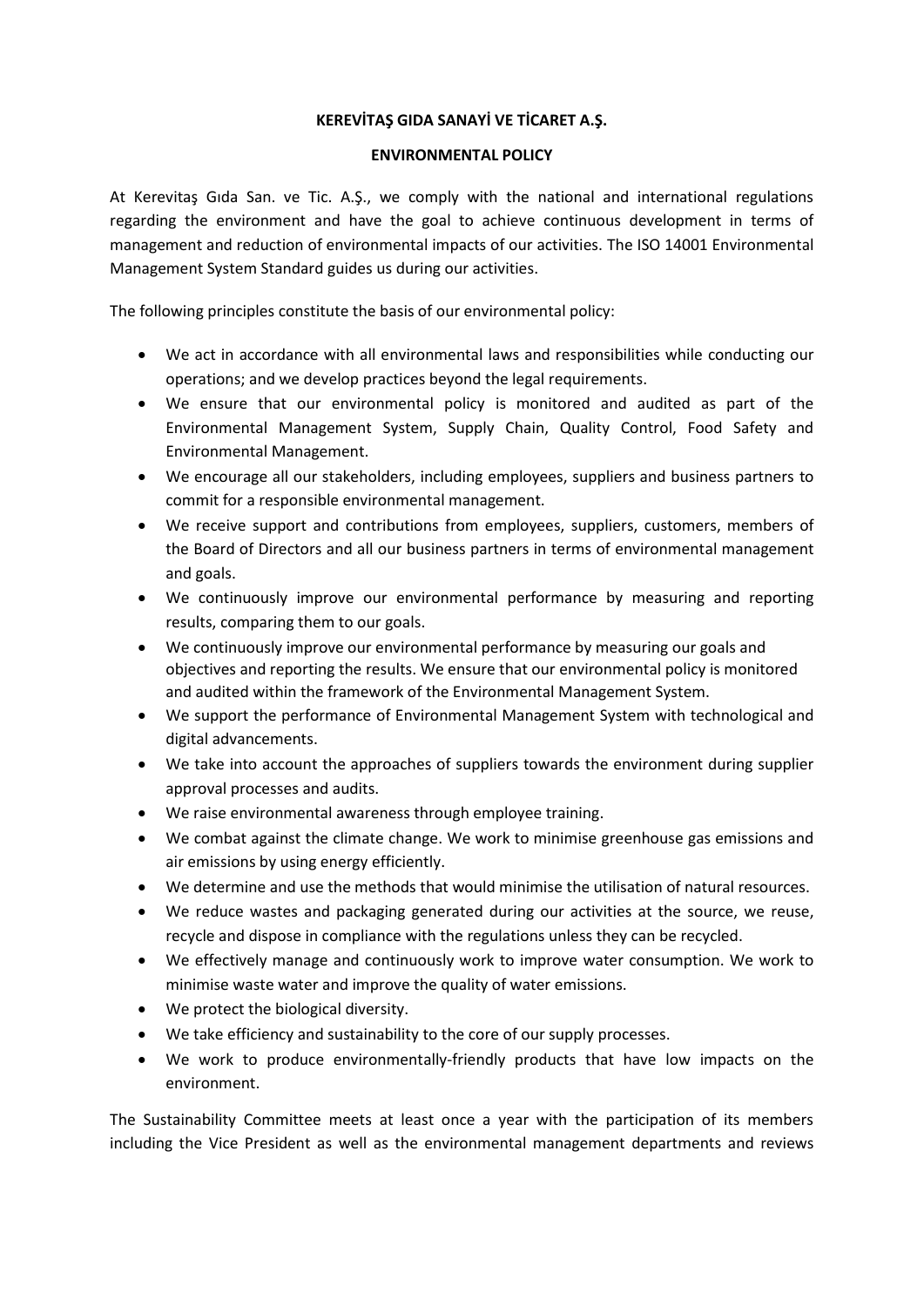**KEREVİTAŞ GIDA SANAYİ VE TİCARET A.Ş.**

**ENVIRONMENTAL POLICY**

At Kerevitaş Gıda San. ve Tic. A.Ş., we comply with the national and international regulations regarding the environment and have the goal to achieve continuous development in terms of management and reduction of environmental impacts of our activities. The ISO 14001 Environmental Management System Standard guides us during our activities.

The following principles constitute the basis of our environmental policy:

- We act in accordance with all environmental laws and responsibilities while conducting our operations; and we develop practices beyond the legal requirements.
- We ensure that our environmental policy is monitored and audited as part of the Environmental Management System, Supply Chain, Quality Control, Food Safety and Environmental Management.
- We encourage all our stakeholders, including employees, suppliers and business partners to commit for a responsible environmental management.
- We receive support and contributions from employees, suppliers, customers, members of the Board of Directors and all our business partners in terms of environmental management and goals.
- We continuously improve our environmental performance by measuring and reporting results, comparing them to our goals.
- We continuously improve our environmental performance by measuring our goals and objectives and reporting the results. We ensure that our environmental policy is monitored and audited within the framework of the Environmental Management System.
- We support the performance of Environmental Management System with technological and digital advancements.
- We take into account the approaches of suppliers towards the environment during supplier approval processes and audits.
- We raise environmental awareness through employee training.
- We combat against the climate change. We work to minimise greenhouse gas emissions and air emissions by using energy efficiently.
- We determine and use the methods that would minimise the utilisation of natural resources.
- We reduce wastes and packaging generated during our activities at the source, we reuse, recycle and dispose in compliance with the regulations unless they can be recycled.
- We effectively manage and continuously work to improve water consumption. We work to minimise waste water and improve the quality of water emissions.
- We protect the biological diversity.
- We take efficiency and sustainability to the core of our supply processes.
- We work to produce environmentally-friendly products that have low impacts on the environment.

The Sustainability Committee meets at least once a year with the participation of its members including the Vice President as well as the environmental management departments and reviews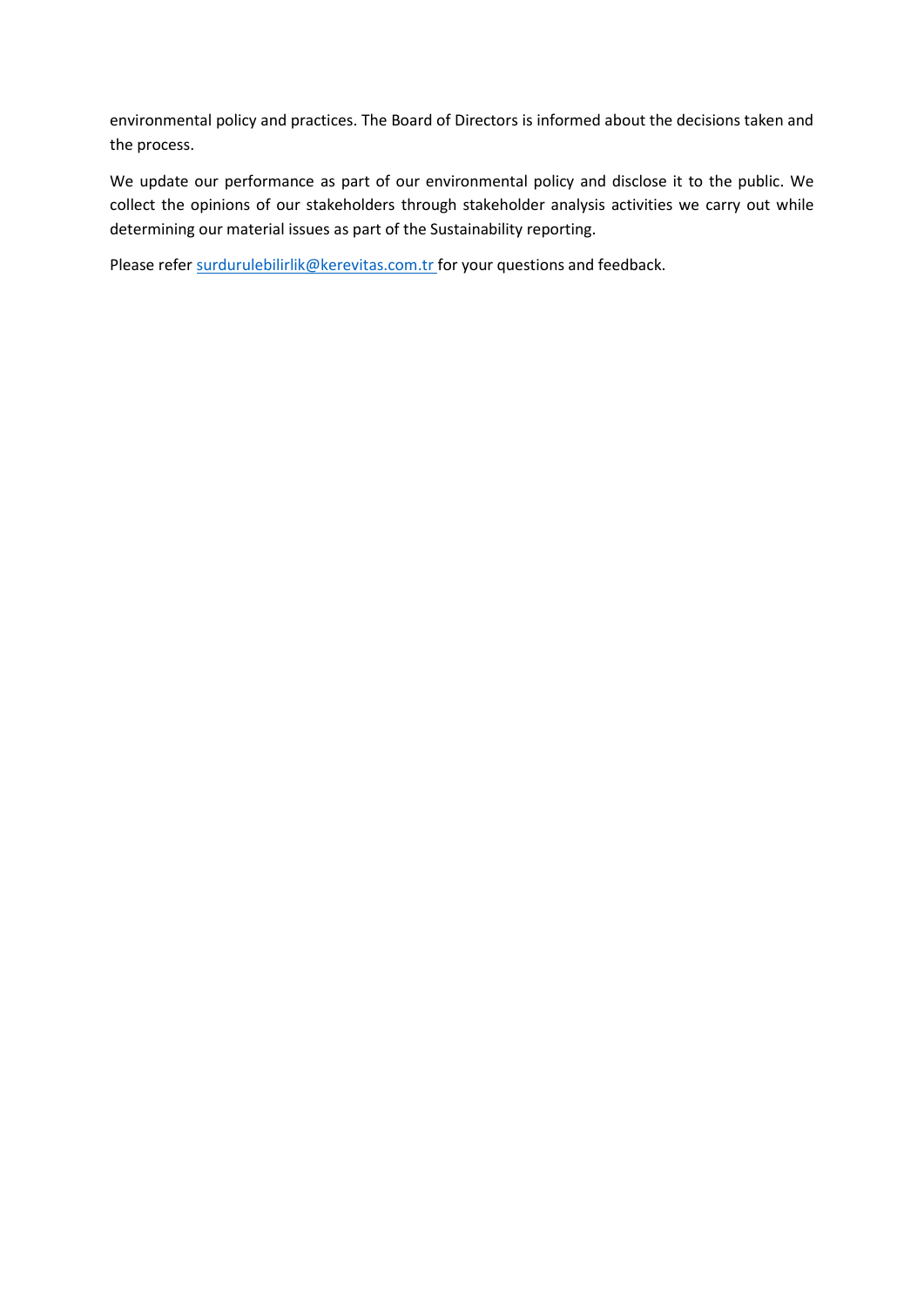environmental policy and practices. The Board of Directors is informed about the decisions taken and the process.

We update our performance as part of our environmental policy and disclose it to the public. We collect the opinions of our stakeholders through stakeholder analysis activities we carry out while determining our material issues as part of the Sustainability reporting.

Please refer surdurulebilirlik@kerevitas.com.tr for your questions and feedback.